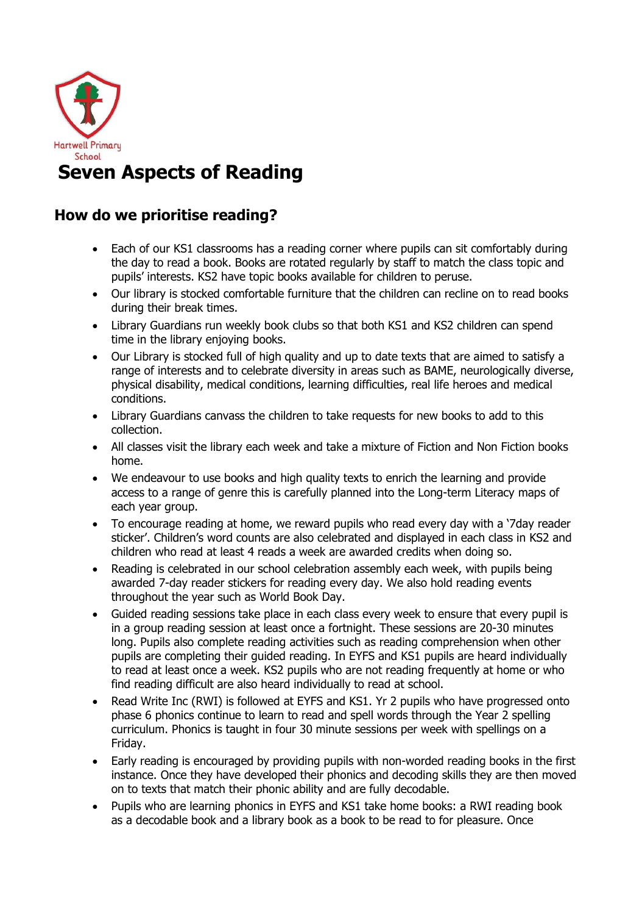Hartwell Primary School

# Seven Aspects of Reading

## How do we prioritise reading?

- Each of our KS1 classrooms has a reading corner where pupils can sit comfortably during the day to read a book. Books are rotated regularly by staff to match the class topic and pupils' interests. KS2 have topic books available for children to peruse.
- Our library is stocked comfortable furniture that the children can recline on to read books during their break times.
- Library Guardians run weekly book clubs so that both KS1 and KS2 children can spend time in the library enjoying books.
- Our Library is stocked full of high quality and up to date texts that are aimed to satisfy a range of interests and to celebrate diversity in areas such as BAME, neurologically diverse, physical disability, medical conditions, learning difficulties, real life heroes and medical conditions.
- Library Guardians canvass the children to take requests for new books to add to this collection.
- All classes visit the library each week and take a mixture of Fiction and Non Fiction books home.
- We endeavour to use books and high quality texts to enrich the learning and provide access to a range of genre this is carefully planned into the Long-term Literacy maps of each year group.
- To encourage reading at home, we reward pupils who read every day with a '7day reader sticker'. Children's word counts are also celebrated and displayed in each class in KS2 and children who read at least 4 reads a week are awarded credits when doing so.
- Reading is celebrated in our school celebration assembly each week, with pupils being awarded 7-day reader stickers for reading every day. We also hold reading events throughout the year such as World Book Day.
- Guided reading sessions take place in each class every week to ensure that every pupil is in a group reading session at least once a fortnight. These sessions are 20-30 minutes long. Pupils also complete reading activities such as reading comprehension when other pupils are completing their guided reading. In EYFS and KS1 pupils are heard individually to read at least once a week. KS2 pupils who are not reading frequently at home or who find reading difficult are also heard individually to read at school.
- Read Write Inc (RWI) is followed at EYFS and KS1. Yr 2 pupils who have progressed onto phase 6 phonics continue to learn to read and spell words through the Year 2 spelling curriculum. Phonics is taught in four 30 minute sessions per week with spellings on a Friday.
- Early reading is encouraged by providing pupils with non-worded reading books in the first instance. Once they have developed their phonics and decoding skills they are then moved on to texts that match their phonic ability and are fully decodable.
- Pupils who are learning phonics in EYFS and KS1 take home books: a RWI reading book as a decodable book and a library book as a book to be read to for pleasure. Once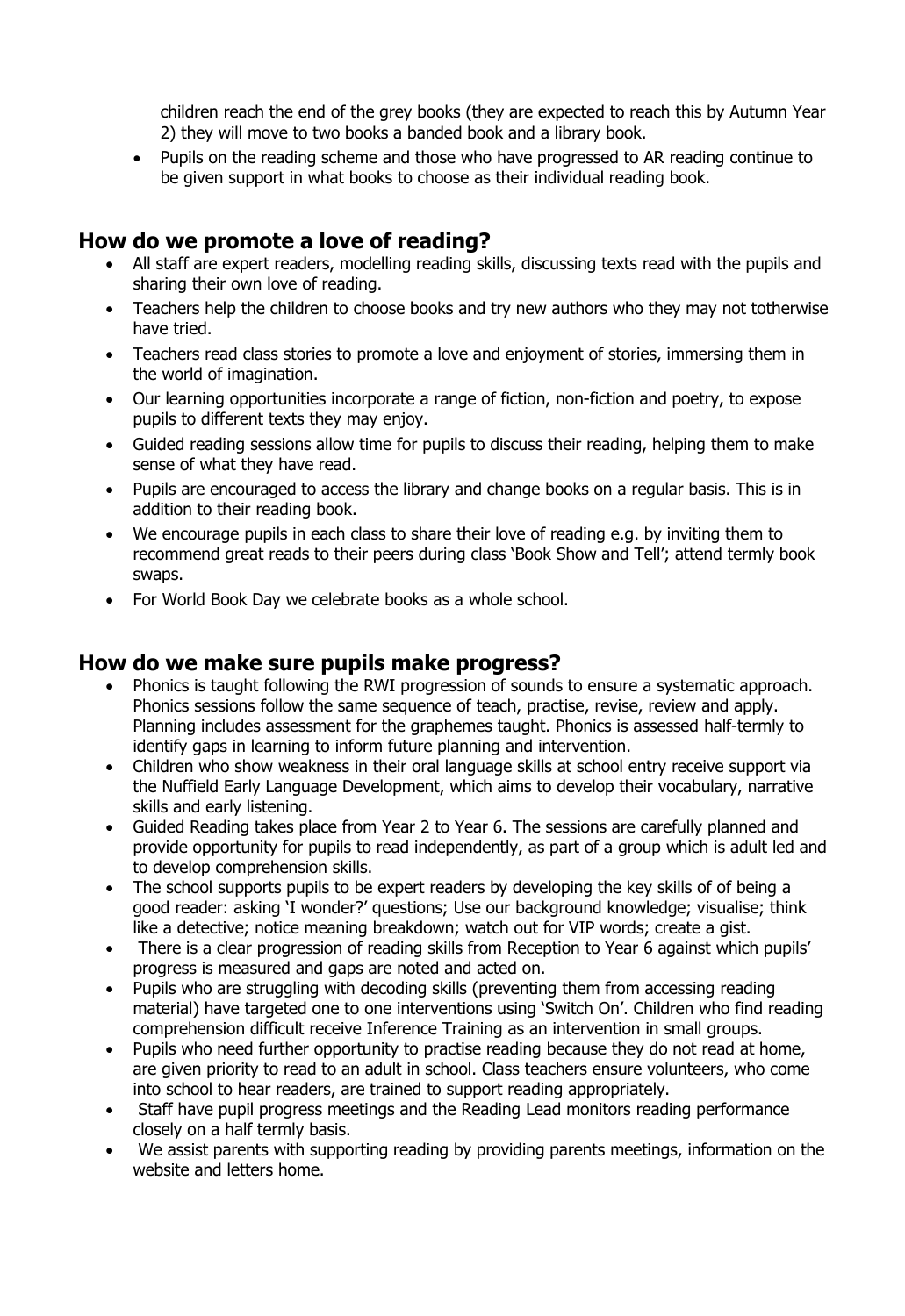children reach the end of the grey books (they are expected to reach this by Autumn Year 2) they will move to two books a banded book and a library book.

- Pupils on the reading scheme and those who have progressed to AR reading continue to be given support in what books to choose as their individual reading book.

## How do we promote a love of reading?

- All staff are expert readers, modelling reading skills, discussing texts read with the pupils and sharing their own love of reading.
- Teachers help the children to choose books and try new authors who they may not totherwise have tried.
- Teachers read class stories to promote a love and enjoyment of stories, immersing them in the world of imagination.
- Our learning opportunities incorporate a range of fiction, non-fiction and poetry, to expose pupils to different texts they may enjoy.
- Guided reading sessions allow time for pupils to discuss their reading, helping them to make sense of what they have read.
- Pupils are encouraged to access the library and change books on a regular basis. This is in addition to their reading book.
- We encourage pupils in each class to share their love of reading e.g. by inviting them to recommend great reads to their peers during class 'Book Show and Tell'; attend termly book swaps.
- For World Book Day we celebrate books as a whole school.

## How do we make sure pupils make progress?

- Phonics is taught following the RWI progression of sounds to ensure a systematic approach. Phonics sessions follow the same sequence of teach, practise, revise, review and apply. Planning includes assessment for the graphemes taught. Phonics is assessed half-termly to identify gaps in learning to inform future planning and intervention.
- Children who show weakness in their oral language skills at school entry receive support via the Nuffield Early Language Development, which aims to develop their vocabulary, narrative skills and early listening.
- Guided Reading takes place from Year 2 to Year 6. The sessions are carefully planned and provide opportunity for pupils to read independently, as part of a group which is adult led and to develop comprehension skills.
- The school supports pupils to be expert readers by developing the key skills of of being a good reader: asking 'I wonder?' questions; Use our background knowledge; visualise; think like a detective; notice meaning breakdown; watch out for VIP words; create a gist.
- There is a clear progression of reading skills from Reception to Year 6 against which pupils' progress is measured and gaps are noted and acted on.
- Pupils who are struggling with decoding skills (preventing them from accessing reading material) have targeted one to one interventions using 'Switch On'. Children who find reading comprehension difficult receive Inference Training as an intervention in small groups.
- Pupils who need further opportunity to practise reading because they do not read at home, are given priority to read to an adult in school. Class teachers ensure volunteers, who come into school to hear readers, are trained to support reading appropriately.
- Staff have pupil progress meetings and the Reading Lead monitors reading performance closely on a half termly basis.
- We assist parents with supporting reading by providing parents meetings, information on the website and letters home.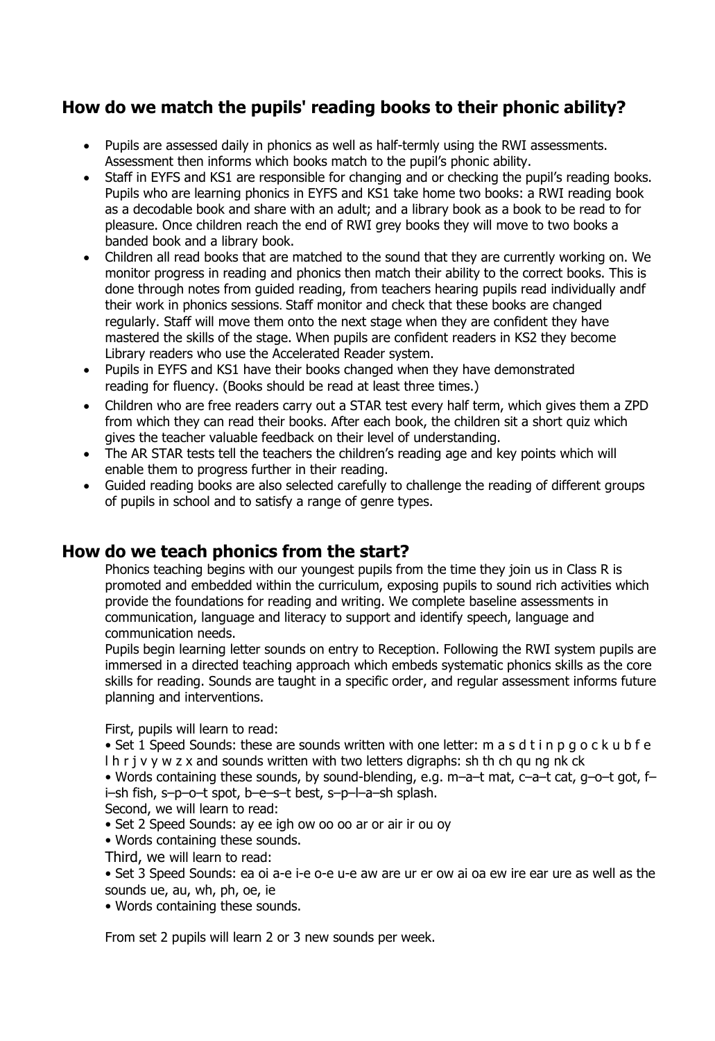## How do we match the pupils' reading books to their phonic ability?

- Pupils are assessed daily in phonics as well as half-termly using the RWI assessments. Assessment then informs which books match to the pupil's phonic ability.
- Staff in EYFS and KS1 are responsible for changing and or checking the pupil's reading books. Pupils who are learning phonics in EYFS and KS1 take home two books: a RWI reading book as a decodable book and share with an adult; and a library book as a book to be read to for pleasure. Once children reach the end of RWI grey books they will move to two books a banded book and a library book.
- Children all read books that are matched to the sound that they are currently working on. We monitor progress in reading and phonics then match their ability to the correct books. This is done through notes from guided reading, from teachers hearing pupils read individually andf their work in phonics sessions. Staff monitor and check that these books are changed regularly. Staff will move them onto the next stage when they are confident they have mastered the skills of the stage. When pupils are confident readers in KS2 they become Library readers who use the Accelerated Reader system.
- Pupils in EYFS and KS1 have their books changed when they have demonstrated reading for fluency. (Books should be read at least three times.)
- Children who are free readers carry out a STAR test every half term, which gives them a ZPD from which they can read their books. After each book, the children sit a short quiz which gives the teacher valuable feedback on their level of understanding.
- The AR STAR tests tell the teachers the children's reading age and key points which will enable them to progress further in their reading.
- Guided reading books are also selected carefully to challenge the reading of different groups of pupils in school and to satisfy a range of genre types.

## How do we teach phonics from the start?

Phonics teaching begins with our youngest pupils from the time they join us in Class R is promoted and embedded within the curriculum, exposing pupils to sound rich activities which provide the foundations for reading and writing. We complete baseline assessments in communication, language and literacy to support and identify speech, language and communication needs.

Pupils begin learning letter sounds on entry to Reception. Following the RWI system pupils are immersed in a directed teaching approach which embeds systematic phonics skills as the core skills for reading. Sounds are taught in a specific order, and regular assessment informs future planning and interventions.

First, pupils will learn to read:

• Set 1 Speed Sounds: these are sounds written with one letter: m a s d t i n p g o c k u b f e l h r j v y w z x and sounds written with two letters digraphs: sh th ch qu ng nk ck

• Words containing these sounds, by sound-blending, e.g. m–a–t mat, c–a–t cat, g–o–t got, f–i–sh fish, s–p–o–t spot, b–e–s–t best, s–p–l–a–sh splash.

Second, we will learn to read:

• Set 2 Speed Sounds: ay ee igh ow oo oo ar or air ir ou oy

• Words containing these sounds.

Third, we will learn to read:

• Set 3 Speed Sounds: ea oi a-e i-e o-e u-e aw are ur er ow ai oa ew ire ear ure as well as the sounds ue, au, wh, ph, oe, ie

• Words containing these sounds.

From set 2 pupils will learn 2 or 3 new sounds per week.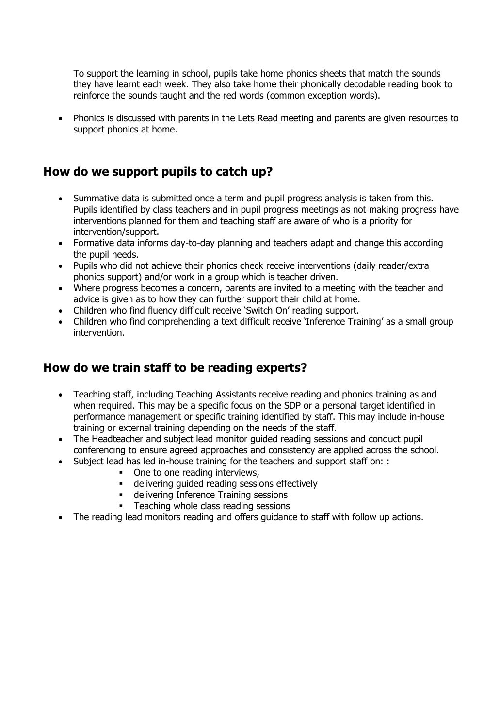To support the learning in school, pupils take home phonics sheets that match the sounds they have learnt each week. They also take home their phonically decodable reading book to reinforce the sounds taught and the red words (common exception words).

- Phonics is discussed with parents in the Lets Read meeting and parents are given resources to support phonics at home.

## How do we support pupils to catch up?

- Summative data is submitted once a term and pupil progress analysis is taken from this. Pupils identified by class teachers and in pupil progress meetings as not making progress have interventions planned for them and teaching staff are aware of who is a priority for intervention/support.
- Formative data informs day-to-day planning and teachers adapt and change this according the pupil needs.
- Pupils who did not achieve their phonics check receive interventions (daily reader/extra phonics support) and/or work in a group which is teacher driven.
- Where progress becomes a concern, parents are invited to a meeting with the teacher and advice is given as to how they can further support their child at home.
- Children who find fluency difficult receive 'Switch On' reading support.
- Children who find comprehending a text difficult receive 'Inference Training' as a small group intervention.

## How do we train staff to be reading experts?

- Teaching staff, including Teaching Assistants receive reading and phonics training as and when required. This may be a specific focus on the SDP or a personal target identified in performance management or specific training identified by staff. This may include in-house training or external training depending on the needs of the staff.
- The Headteacher and subject lead monitor guided reading sessions and conduct pupil conferencing to ensure agreed approaches and consistency are applied across the school.
- Subject lead has led in-house training for the teachers and support staff on: :
  - One to one reading interviews,
  - delivering guided reading sessions effectively
  - delivering Inference Training sessions
  - Teaching whole class reading sessions
- The reading lead monitors reading and offers guidance to staff with follow up actions.